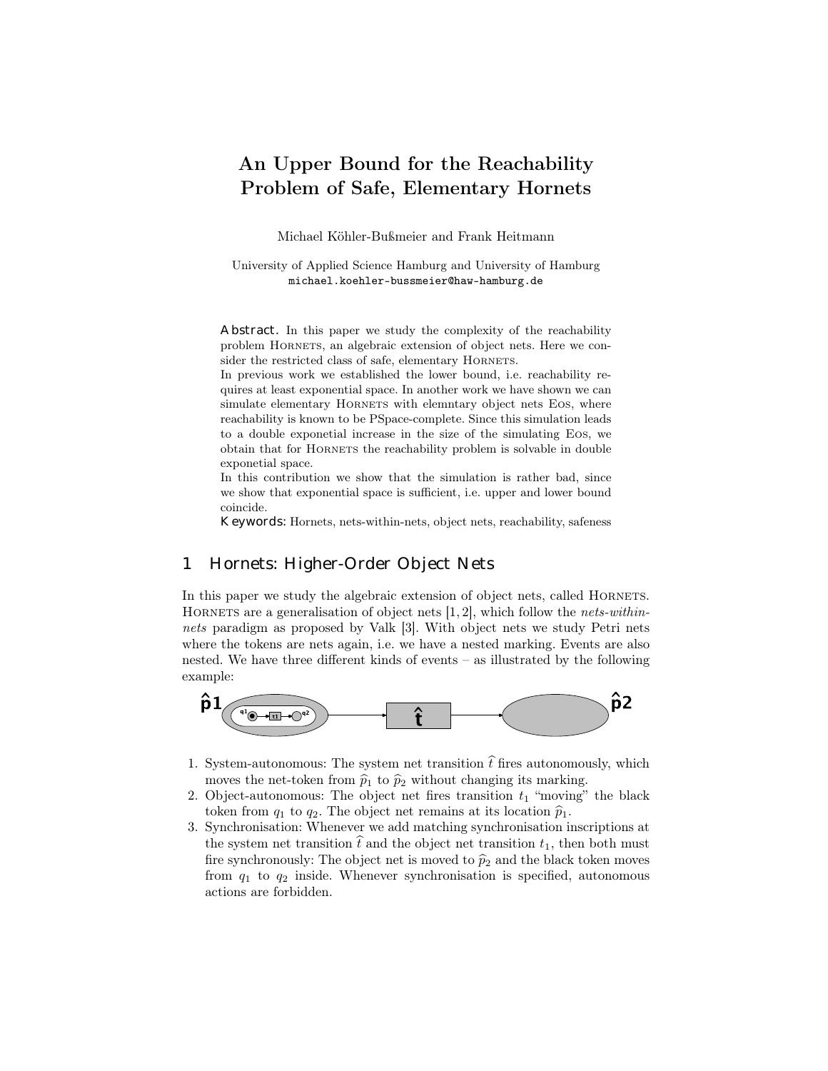# An Upper Bound for the Reachability Problem of Safe, Elementary Hornets

Michael Köhler-Bußmeier and Frank Heitmann

University of Applied Science Hamburg and University of Hamburg
michael.koehler-bussmeier@haw-hamburg.de

**Abstract.** In this paper we study the complexity of the reachability problem HORNETS, an algebraic extension of object nets. Here we consider the restricted class of safe, elementary HORNETS.

In previous work we established the lower bound, i.e. reachability requires at least exponential space. In another work we have shown we can simulate elementary HORNETS with elemntary object nets EOS, where reachability is known to be PSpace-complete. Since this simulation leads to a double exponetial increase in the size of the simulating EOS, we obtain that for HORNETS the reachability problem is solvable in double exponetial space.

In this contribution we show that the simulation is rather bad, since we show that exponential space is sufficient, i.e. upper and lower bound coincide.

**Keywords:** Hornets, nets-within-nets, object nets, reachability, safeness

## 1 Hornets: Higher-Order Object Nets

In this paper we study the algebraic extension of object nets, called HORNETS. HORNETS are a generalisation of object nets [1, 2], which follow the *nets-within-nets* paradigm as proposed by Valk [3]. With object nets we study Petri nets where the tokens are nets again, i.e. we have a nested marking. Events are also nested. We have three different kinds of events – as illustrated by the following example:

1. System-autonomous: The system net transition $\widehat{t}$ fires autonomously, which moves the net-token from $\widehat{p}_1$ to $\widehat{p}_2$ without changing its marking.
2. Object-autonomous: The object net fires transition $t_1$ "moving" the black token from $q_1$ to $q_2$. The object net remains at its location $\widehat{p}_1$.
3. Synchronisation: Whenever we add matching synchronisation inscriptions at the system net transition $\widehat{t}$ and the object net transition $t_1$, then both must fire synchronously: The object net is moved to $\widehat{p}_2$ and the black token moves from $q_1$ to $q_2$ inside. Whenever synchronisation is specified, autonomous actions are forbidden.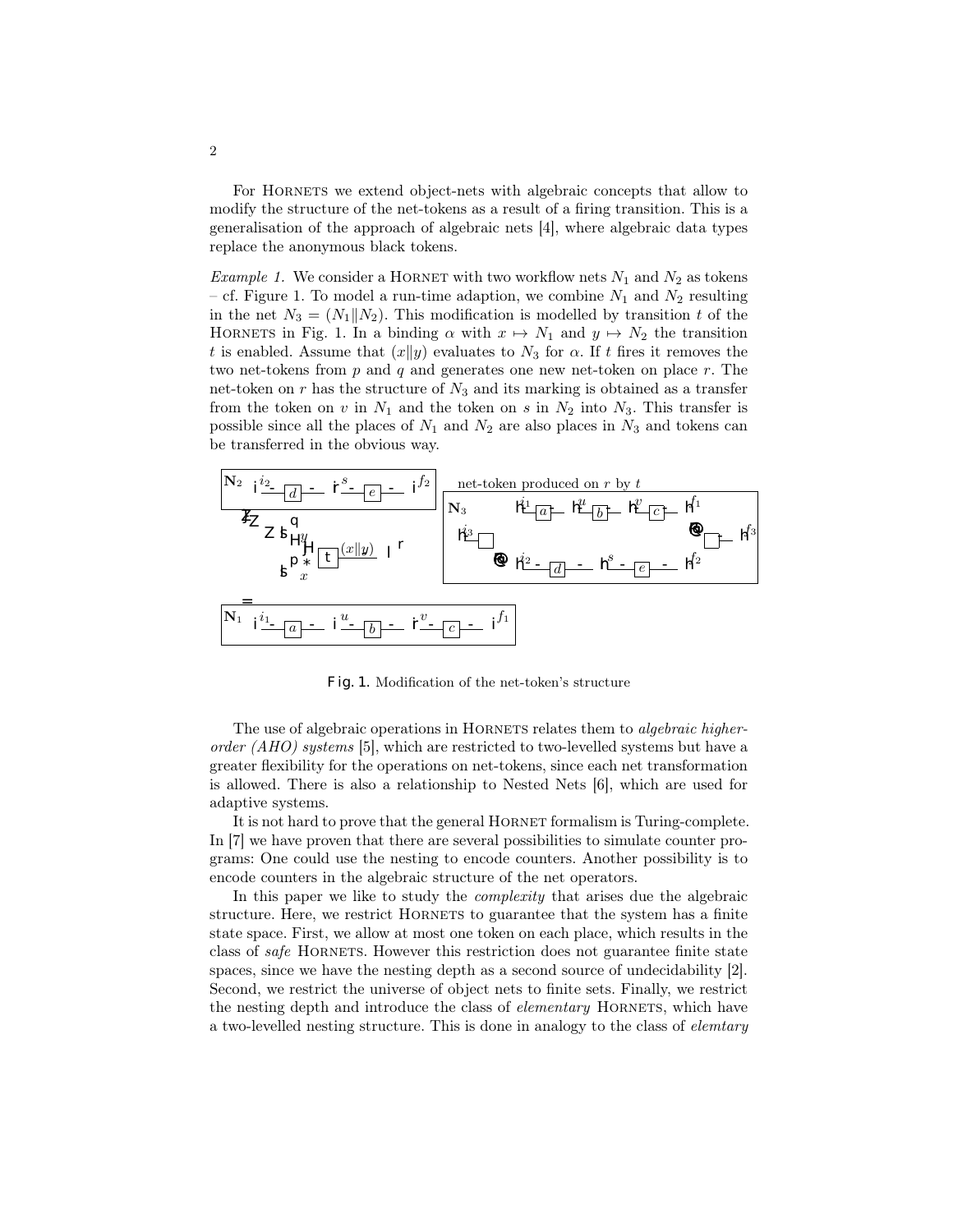For HORNETS we extend object-nets with algebraic concepts that allow to modify the structure of the net-tokens as a result of a firing transition. This is a generalisation of the approach of algebraic nets [4], where algebraic data types replace the anonymous black tokens.

*Example 1.* We consider a HORNET with two workflow nets $N_1$ and $N_2$ as tokens – cf. Figure 1. To model a run-time adaption, we combine $N_1$ and $N_2$ resulting in the net $N_3 = (N_1 \| N_2)$. This modification is modelled by transition $t$ of the HORNETS in Fig. 1. In a binding $\alpha$ with $x \mapsto N_1$ and $y \mapsto N_2$ the transition $t$ is enabled. Assume that $(x\|y)$ evaluates to $N_3$ for $\alpha$. If $t$ fires it removes the two net-tokens from $p$ and $q$ and generates one new net-token on place $r$. The net-token on $r$ has the structure of $N_3$ and its marking is obtained as a transfer from the token on $v$ in $N_1$ and the token on $s$ in $N_2$ into $N_3$. This transfer is possible since all the places of $N_1$ and $N_2$ are also places in $N_3$ and tokens can be transferred in the obvious way.

Fig. 1. Modification of the net-token's structure

The use of algebraic operations in HORNETS relates them to *algebraic higher-order (AHO) systems* [5], which are restricted to two-levelled systems but have a greater flexibility for the operations on net-tokens, since each net transformation is allowed. There is also a relationship to Nested Nets [6], which are used for adaptive systems.

It is not hard to prove that the general HORNET formalism is Turing-complete. In [7] we have proven that there are several possibilities to simulate counter programs: One could use the nesting to encode counters. Another possibility is to encode counters in the algebraic structure of the net operators.

In this paper we like to study the *complexity* that arises due the algebraic structure. Here, we restrict HORNETS to guarantee that the system has a finite state space. First, we allow at most one token on each place, which results in the class of *safe* HORNETS. However this restriction does not guarantee finite state spaces, since we have the nesting depth as a second source of undecidability [2]. Second, we restrict the universe of object nets to finite sets. Finally, we restrict the nesting depth and introduce the class of *elementary* HORNETS, which have a two-levelled nesting structure. This is done in analogy to the class of *elemtary*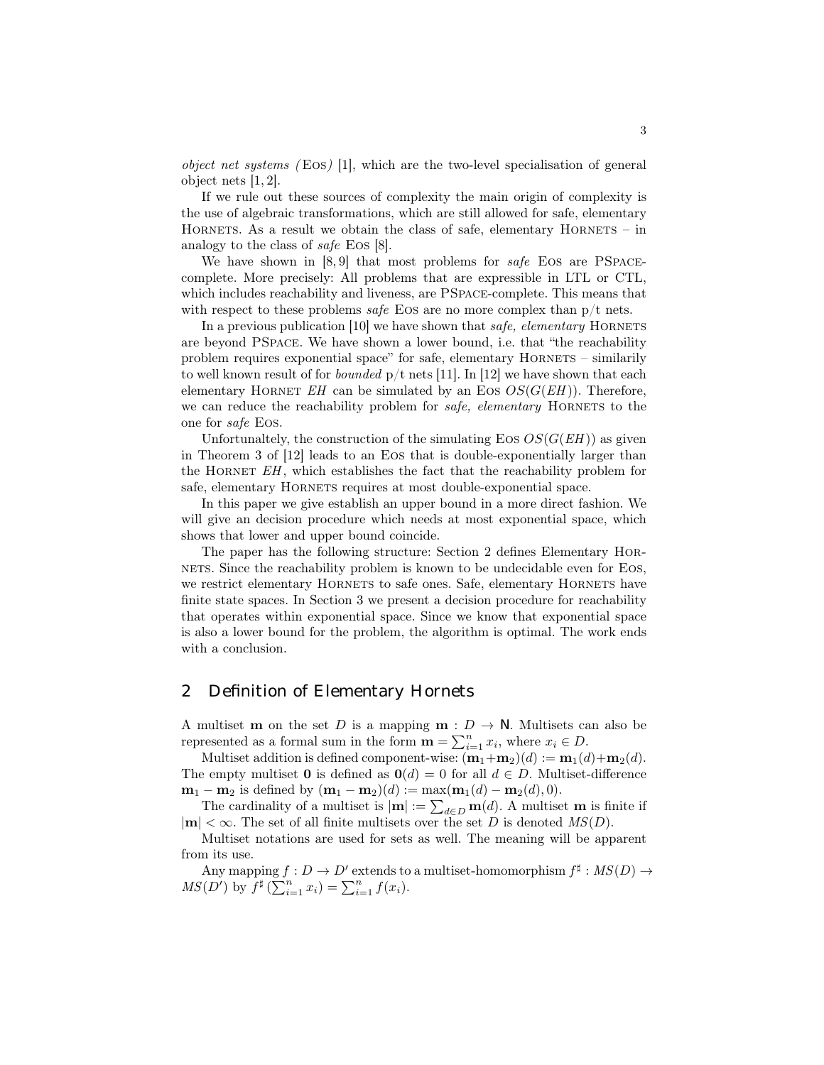*object net systems (*Eos*)* [1], which are the two-level specialisation of general object nets [1, 2].

If we rule out these sources of complexity the main origin of complexity is the use of algebraic transformations, which are still allowed for safe, elementary Hornets. As a result we obtain the class of safe, elementary Hornets – in analogy to the class of *safe* Eos [8].

We have shown in [8, 9] that most problems for *safe* Eos are PSpace-complete. More precisely: All problems that are expressible in LTL or CTL, which includes reachability and liveness, are PSpace-complete. This means that with respect to these problems *safe* Eos are no more complex than p/t nets.

In a previous publication [10] we have shown that *safe, elementary* Hornets are beyond PSpace. We have shown a lower bound, i.e. that "the reachability problem requires exponential space" for safe, elementary Hornets – similarily to well known result of for *bounded* p/t nets [11]. In [12] we have shown that each elementary Hornet $EH$ can be simulated by an Eos $OS(G(EH))$. Therefore, we can reduce the reachability problem for *safe, elementary* Hornets to the one for *safe* Eos.

Unfortunaltely, the construction of the simulating Eos $OS(G(EH))$ as given in Theorem 3 of [12] leads to an Eos that is double-exponentially larger than the Hornet $EH$, which establishes the fact that the reachability problem for safe, elementary Hornets requires at most double-exponential space.

In this paper we give establish an upper bound in a more direct fashion. We will give an decision procedure which needs at most exponential space, which shows that lower and upper bound coincide.

The paper has the following structure: Section 2 defines Elementary Hornets. Since the reachability problem is known to be undecidable even for Eos, we restrict elementary Hornets to safe ones. Safe, elementary Hornets have finite state spaces. In Section 3 we present a decision procedure for reachability that operates within exponential space. Since we know that exponential space is also a lower bound for the problem, the algorithm is optimal. The work ends with a conclusion.

## 2 Definition of Elementary Hornets

A multiset $\mathbf{m}$ on the set $D$ is a mapping $\mathbf{m} : D \to \mathbb{N}$. Multisets can also be represented as a formal sum in the form $\mathbf{m} = \sum_{i=1}^{n} x_i$, where $x_i \in D$.

Multiset addition is defined component-wise: $(\mathbf{m}_1 + \mathbf{m}_2)(d) := \mathbf{m}_1(d) + \mathbf{m}_2(d)$. The empty multiset $\mathbf{0}$ is defined as $\mathbf{0}(d) = 0$ for all $d \in D$. Multiset-difference $\mathbf{m}_1 - \mathbf{m}_2$ is defined by $(\mathbf{m}_1 - \mathbf{m}_2)(d) := \max(\mathbf{m}_1(d) - \mathbf{m}_2(d), 0)$.

The cardinality of a multiset is $|\mathbf{m}| := \sum_{d \in D} \mathbf{m}(d)$. A multiset $\mathbf{m}$ is finite if $|\mathbf{m}| < \infty$. The set of all finite multisets over the set $D$ is denoted $MS(D)$.

Multiset notations are used for sets as well. The meaning will be apparent from its use.

Any mapping $f : D \to D'$ extends to a multiset-homomorphism $f^\sharp : MS(D) \to MS(D')$ by $f^\sharp \left(\sum_{i=1}^{n} x_i\right) = \sum_{i=1}^{n} f(x_i)$.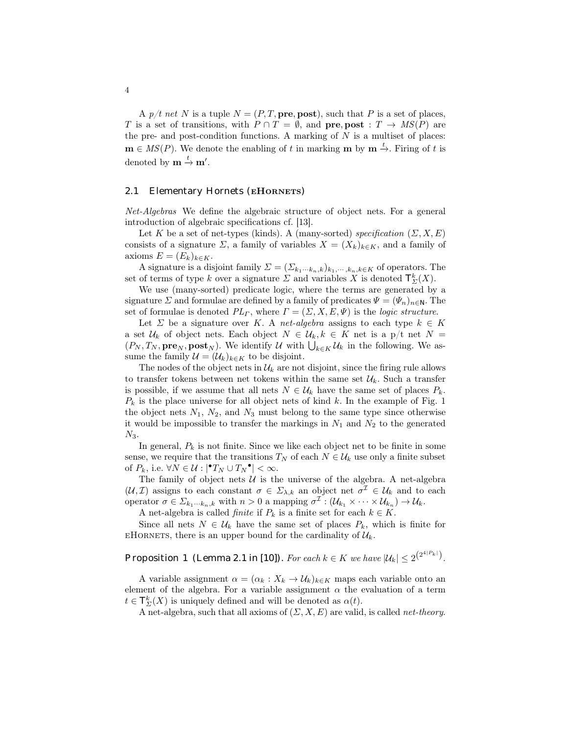A *p/t net* $N$ is a tuple $N = (P, T, \mathbf{pre}, \mathbf{post})$, such that $P$ is a set of places, $T$ is a set of transitions, with $P \cap T = \emptyset$, and $\mathbf{pre}, \mathbf{post} : T \to MS(P)$ are the pre- and post-condition functions. A marking of $N$ is a multiset of places: $\mathbf{m} \in MS(P)$. We denote the enabling of $t$ in marking $\mathbf{m}$ by $\mathbf{m} \xrightarrow{t}$. Firing of $t$ is denoted by $\mathbf{m} \xrightarrow{t} \mathbf{m'}$.

### 2.1 Elementary Hornets (eHornets)

*Net-Algebras* We define the algebraic structure of object nets. For a general introduction of algebraic specifications cf. [13].

Let $K$ be a set of net-types (kinds). A (many-sorted) *specification* $(\Sigma, X, E)$ consists of a signature $\Sigma$, a family of variables $X = (X_k)_{k \in K}$, and a family of axioms $E = (E_k)_{k \in K}$.

A signature is a disjoint family $\Sigma = (\Sigma_{k_1 \cdots k_n, k})_{k_1, \cdots, k_n, k \in K}$ of operators. The set of terms of type $k$ over a signature $\Sigma$ and variables $X$ is denoted $\mathsf{T}^k_\Sigma(X)$.

We use (many-sorted) predicate logic, where the terms are generated by a signature $\Sigma$ and formulae are defined by a family of predicates $\Psi = (\Psi_n)_{n \in \mathsf{N}}$. The set of formulae is denoted $PL_\Gamma$, where $\Gamma = (\Sigma, X, E, \Psi)$ is the *logic structure*.

Let $\Sigma$ be a signature over $K$. A *net-algebra* assigns to each type $k \in K$ a set $\mathcal{U}_k$ of object nets. Each object $N \in \mathcal{U}_k, k \in K$ net is a p/t net $N = (P_N, T_N, \mathbf{pre}_N, \mathbf{post}_N)$. We identify $\mathcal{U}$ with $\bigcup_{k \in K} \mathcal{U}_k$ in the following. We assume the family $\mathcal{U} = (\mathcal{U}_k)_{k \in K}$ to be disjoint.

The nodes of the object nets in $\mathcal{U}_k$ are not disjoint, since the firing rule allows to transfer tokens between net tokens within the same set $\mathcal{U}_k$. Such a transfer is possible, if we assume that all nets $N \in \mathcal{U}_k$ have the same set of places $P_k$. $P_k$ is the place universe for all object nets of kind $k$. In the example of Fig. 1 the object nets $N_1$, $N_2$, and $N_3$ must belong to the same type since otherwise it would be impossible to transfer the markings in $N_1$ and $N_2$ to the generated $N_3$.

In general, $P_k$ is not finite. Since we like each object net to be finite in some sense, we require that the transitions $T_N$ of each $N \in \mathcal{U}_k$ use only a finite subset of $P_k$, i.e. $\forall N \in \mathcal{U} : |{}^\bullet T_N \cup T_N{}^\bullet| < \infty$.

The family of object nets $\mathcal{U}$ is the universe of the algebra. A net-algebra $(\mathcal{U}, \mathcal{I})$ assigns to each constant $\sigma \in \Sigma_{\lambda,k}$ an object net $\sigma^\mathcal{I} \in \mathcal{U}_k$ and to each operator $\sigma \in \Sigma_{k_1 \cdots k_n, k}$ with $n > 0$ a mapping $\sigma^\mathcal{I} : (\mathcal{U}_{k_1} \times \cdots \times \mathcal{U}_{k_n}) \to \mathcal{U}_k$.

A net-algebra is called *finite* if $P_k$ is a finite set for each $k \in K$.

Since all nets $N \in \mathcal{U}_k$ have the same set of places $P_k$, which is finite for eHornets, there is an upper bound for the cardinality of $\mathcal{U}_k$.

**Proposition 1 (Lemma 2.1 in [10]).** *For each $k \in K$ we have $|\mathcal{U}_k| \leq 2^{\left(2^{4|P_k|}\right)}$.*

A variable assignment $\alpha = (\alpha_k : X_k \to \mathcal{U}_k)_{k \in K}$ maps each variable onto an element of the algebra. For a variable assignment $\alpha$ the evaluation of a term $t \in \mathsf{T}^k_\Sigma(X)$ is uniquely defined and will be denoted as $\alpha(t)$.

A net-algebra, such that all axioms of $(\Sigma, X, E)$ are valid, is called *net-theory*.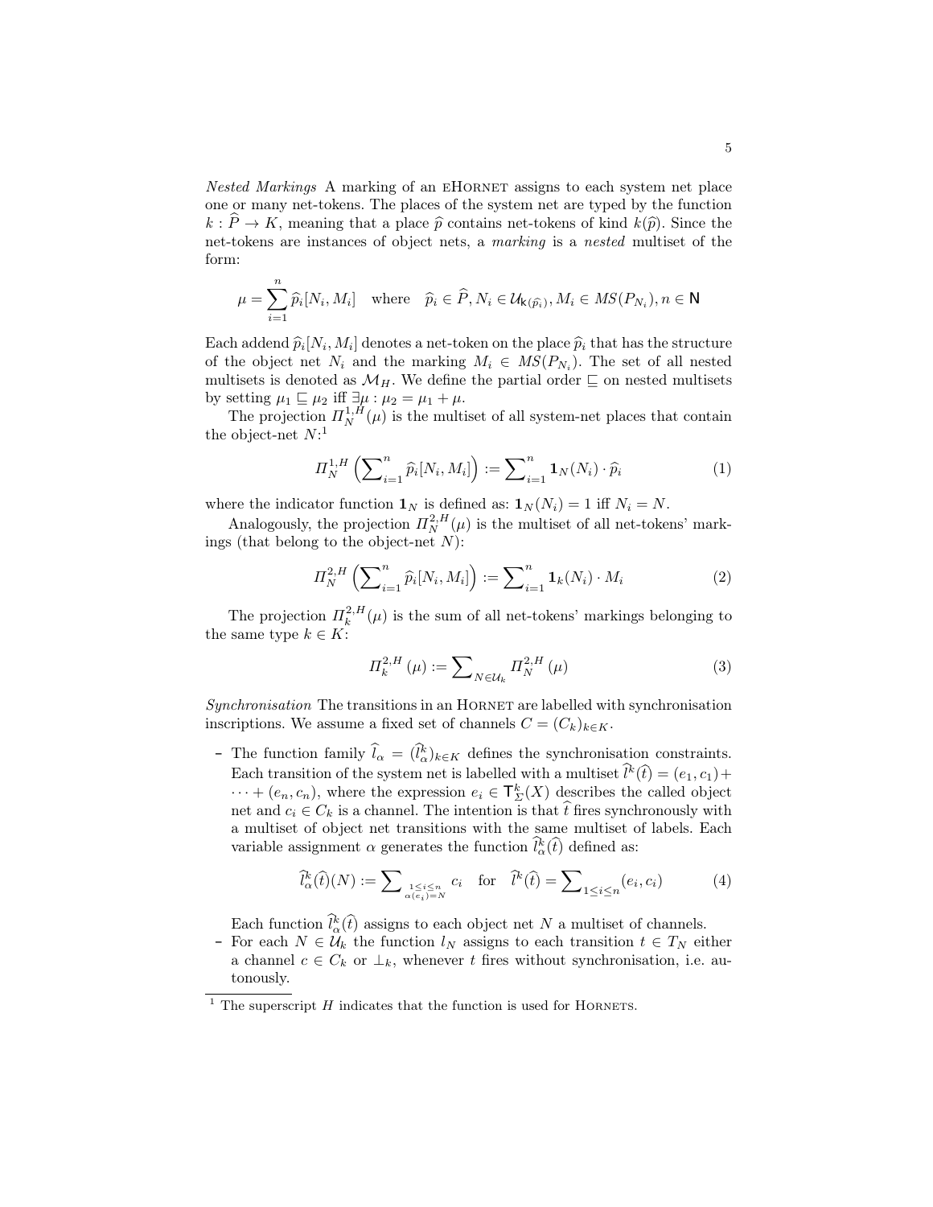*Nested Markings* A marking of an eHORNET assigns to each system net place one or many net-tokens. The places of the system net are typed by the function $k : \widehat{P} \to K$, meaning that a place $\widehat{p}$ contains net-tokens of kind $k(\widehat{p})$. Since the net-tokens are instances of object nets, a *marking* is a *nested* multiset of the form:

$$\mu = \sum_{i=1}^{n} \widehat{p}_i[N_i, M_i] \quad \text{where} \quad \widehat{p}_i \in \widehat{P}, N_i \in \mathcal{U}_{\mathsf{k}(\widehat{p}_i)}, M_i \in MS(P_{N_i}), n \in \mathsf{N}$$

Each addend $\widehat{p}_i[N_i, M_i]$ denotes a net-token on the place $\widehat{p}_i$ that has the structure of the object net $N_i$ and the marking $M_i \in MS(P_{N_i})$. The set of all nested multisets is denoted as $\mathcal{M}_H$. We define the partial order $\sqsubseteq$ on nested multisets by setting $\mu_1 \sqsubseteq \mu_2$ iff $\exists \mu : \mu_2 = \mu_1 + \mu$.

The projection $\Pi_N^{1,H}(\mu)$ is the multiset of all system-net places that contain the object-net $N$:[1]

$$\Pi_N^{1,H}\left(\sum\nolimits_{i=1}^{n} \widehat{p}_i[N_i, M_i]\right) := \sum\nolimits_{i=1}^{n} \mathbf{1}_N(N_i) \cdot \widehat{p}_i \tag{1}$$

where the indicator function $\mathbf{1}_N$ is defined as: $\mathbf{1}_N(N_i) = 1$ iff $N_i = N$.

Analogously, the projection $\Pi_N^{2,H}(\mu)$ is the multiset of all net-tokens' markings (that belong to the object-net $N$):

$$\Pi_N^{2,H}\left(\sum\nolimits_{i=1}^{n} \widehat{p}_i[N_i, M_i]\right) := \sum\nolimits_{i=1}^{n} \mathbf{1}_k(N_i) \cdot M_i \tag{2}$$

The projection $\Pi_k^{2,H}(\mu)$ is the sum of all net-tokens' markings belonging to the same type $k \in K$:

$$\Pi_k^{2,H}(\mu) := \sum\nolimits_{N \in \mathcal{U}_k} \Pi_N^{2,H}(\mu) \tag{3}$$

*Synchronisation* The transitions in an HORNET are labelled with synchronisation inscriptions. We assume a fixed set of channels $C = (C_k)_{k \in K}$.

- The function family $\widehat{l}_\alpha = (\widehat{l}_\alpha^k)_{k \in K}$ defines the synchronisation constraints. Each transition of the system net is labelled with a multiset $\widehat{l}^k(\widehat{t}) = (e_1, c_1) + \cdots + (e_n, c_n)$, where the expression $e_i \in \mathsf{T}_\Sigma^k(X)$ describes the called object net and $c_i \in C_k$ is a channel. The intention is that $\widehat{t}$ fires synchronously with a multiset of object net transitions with the same multiset of labels. Each variable assignment $\alpha$ generates the function $\widehat{l}_\alpha^k(\widehat{t})$ defined as:

$$\widehat{l}_\alpha^k(\widehat{t})(N) := \sum\nolimits_{\substack{1 \le i \le n \\ \alpha(e_i) = N}} c_i \quad \text{for} \quad \widehat{l}^k(\widehat{t}) = \sum\nolimits_{1 \le i \le n} (e_i, c_i) \tag{4}$$

  Each function $\widehat{l}_\alpha^k(\widehat{t})$ assigns to each object net $N$ a multiset of channels.
- For each $N \in \mathcal{U}_k$ the function $l_N$ assigns to each transition $t \in T_N$ either a channel $c \in C_k$ or $\bot_k$, whenever $t$ fires without synchronisation, i.e. autonously.

[1] The superscript $H$ indicates that the function is used for HORNETS.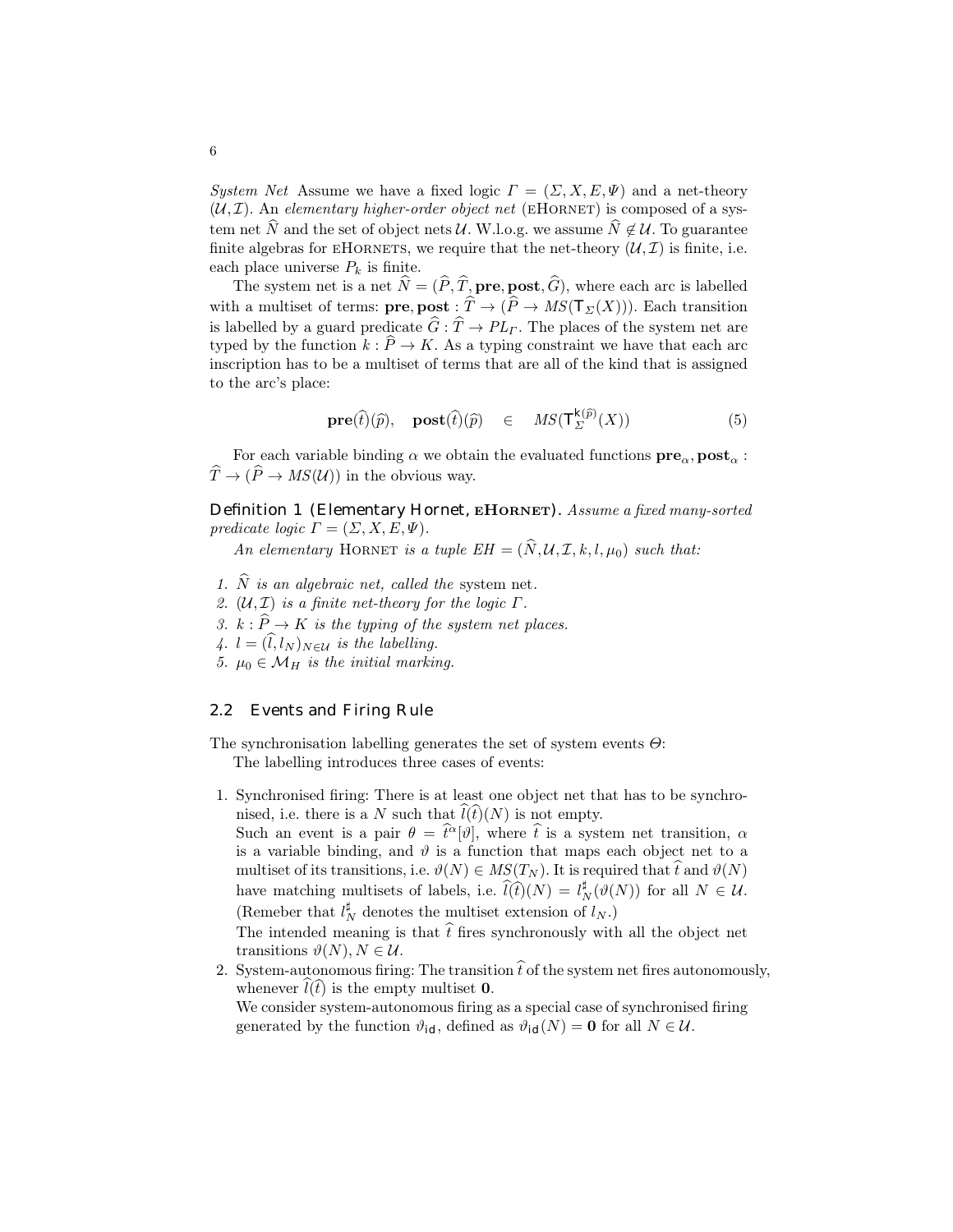*System Net* Assume we have a fixed logic $\Gamma = (\Sigma, X, E, \Psi)$ and a net-theory $(\mathcal{U}, \mathcal{I})$. An *elementary higher-order object net* (eHornet) is composed of a system net $\widehat{N}$ and the set of object nets $\mathcal{U}$. W.l.o.g. we assume $\widehat{N} \notin \mathcal{U}$. To guarantee finite algebras for eHornets, we require that the net-theory $(\mathcal{U}, \mathcal{I})$ is finite, i.e. each place universe $P_k$ is finite.

The system net is a net $\widehat{N} = (\widehat{P}, \widehat{T}, \mathbf{pre}, \mathbf{post}, \widehat{G})$, where each arc is labelled with a multiset of terms: $\mathbf{pre}, \mathbf{post} : \widehat{T} \to (\widehat{P} \to MS(\mathsf{T}_\Sigma(X)))$. Each transition is labelled by a guard predicate $\widehat{G} : \widehat{T} \to PL_\Gamma$. The places of the system net are typed by the function $k : \widehat{P} \to K$. As a typing constraint we have that each arc inscription has to be a multiset of terms that are all of the kind that is assigned to the arc's place:

$$\mathbf{pre}(\widehat{t})(\widehat{p}), \quad \mathbf{post}(\widehat{t})(\widehat{p}) \quad \in \quad MS(\mathsf{T}_\Sigma^{\mathsf{k}(\widehat{p})}(X)) \tag{5}$$

For each variable binding $\alpha$ we obtain the evaluated functions $\mathbf{pre}_\alpha, \mathbf{post}_\alpha : \widehat{T} \to (\widehat{P} \to MS(\mathcal{U}))$ in the obvious way.

**Definition 1 (Elementary Hornet, eHornet).** *Assume a fixed many-sorted predicate logic $\Gamma = (\Sigma, X, E, \Psi)$.*

*An elementary* Hornet *is a tuple $EH = (\widehat{N}, \mathcal{U}, \mathcal{I}, k, l, \mu_0)$ such that:*

1. *$\widehat{N}$ is an algebraic net, called the* system net*.*
2. *$(\mathcal{U}, \mathcal{I})$ is a finite net-theory for the logic $\Gamma$.*
3. *$k : \widehat{P} \to K$ is the typing of the system net places.*
4. *$l = (\widehat{l}, l_N)_{N \in \mathcal{U}}$ is the labelling.*
5. *$\mu_0 \in \mathcal{M}_H$ is the initial marking.*

## 2.2 Events and Firing Rule

The synchronisation labelling generates the set of system events $\Theta$:

The labelling introduces three cases of events:

1. Synchronised firing: There is at least one object net that has to be synchronised, i.e. there is a $N$ such that $\widehat{l}(\widehat{t})(N)$ is not empty.
   Such an event is a pair $\theta = \widehat{t}^\alpha[\vartheta]$, where $\widehat{t}$ is a system net transition, $\alpha$ is a variable binding, and $\vartheta$ is a function that maps each object net to a multiset of its transitions, i.e. $\vartheta(N) \in MS(T_N)$. It is required that $\widehat{t}$ and $\vartheta(N)$ have matching multisets of labels, i.e. $\widehat{l}(\widehat{t})(N) = l_N^\sharp(\vartheta(N))$ for all $N \in \mathcal{U}$. (Remeber that $l_N^\sharp$ denotes the multiset extension of $l_N$.)
   The intended meaning is that $\widehat{t}$ fires synchronously with all the object net transitions $\vartheta(N), N \in \mathcal{U}$.
2. System-autonomous firing: The transition $\widehat{t}$ of the system net fires autonomously, whenever $\widehat{l}(\widehat{t})$ is the empty multiset $\mathbf{0}$.
   We consider system-autonomous firing as a special case of synchronised firing generated by the function $\vartheta_{\mathsf{id}}$, defined as $\vartheta_{\mathsf{id}}(N) = \mathbf{0}$ for all $N \in \mathcal{U}$.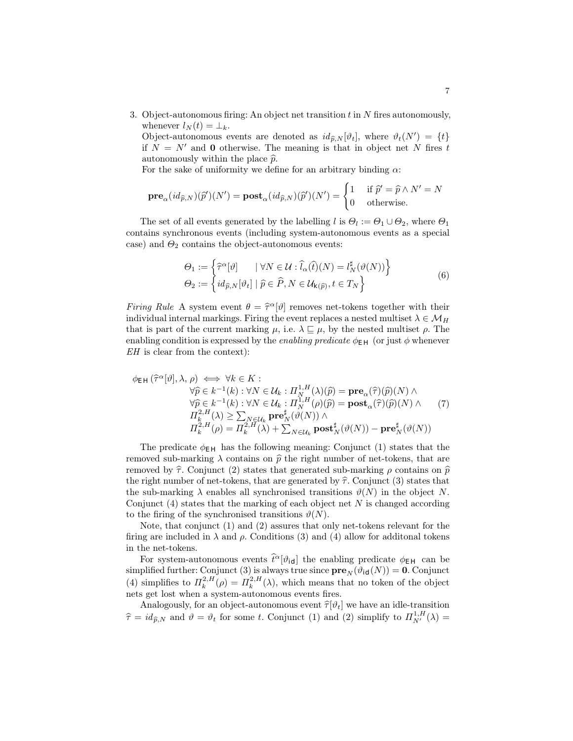3. Object-autonomous firing: An object net transition $t$ in $N$ fires autonomously, whenever $l_N(t) = \bot_k$.
   Object-autonomous events are denoted as $id_{\widehat{p},N}[\vartheta_t]$, where $\vartheta_t(N') = \{t\}$ if $N = N'$ and $\mathbf{0}$ otherwise. The meaning is that in object net $N$ fires $t$ autonomously within the place $\widehat{p}$.
   For the sake of uniformity we define for an arbitrary binding $\alpha$:

$$\mathbf{pre}_\alpha(id_{\widehat{p},N})(\widehat{p}')(N') = \mathbf{post}_\alpha(id_{\widehat{p},N})(\widehat{p}')(N') = \begin{cases} 1 & \text{if } \widehat{p}' = \widehat{p} \wedge N' = N \\ 0 & \text{otherwise.} \end{cases}$$

The set of all events generated by the labelling $l$ is $\Theta_l := \Theta_1 \cup \Theta_2$, where $\Theta_1$ contains synchronous events (including system-autonomous events as a special case) and $\Theta_2$ contains the object-autonomous events:

$$\begin{aligned} \Theta_1 &:= \left\{ \widehat{\tau}^\alpha[\vartheta] \quad \mid \forall N \in \mathcal{U} : \widehat{l}_\alpha(\widehat{t})(N) = l_N^\sharp(\vartheta(N)) \right\} \\ \Theta_2 &:= \left\{ id_{\widehat{p},N}[\vartheta_t] \mid \widehat{p} \in \widehat{P}, N \in \mathcal{U}_{\mathsf{k}(\widehat{p})}, t \in T_N \right\} \end{aligned} \tag{6}$$

*Firing Rule* A system event $\theta = \widehat{\tau}^\alpha[\vartheta]$ removes net-tokens together with their individual internal markings. Firing the event replaces a nested multiset $\lambda \in \mathcal{M}_H$ that is part of the current marking $\mu$, i.e. $\lambda \sqsubseteq \mu$, by the nested multiset $\rho$. The enabling condition is expressed by the *enabling predicate* $\phi_{\mathsf{EH}}$ (or just $\phi$ whenever *EH* is clear from the context):

$$\begin{aligned} \phi_{\mathsf{EH}}(\widehat{\tau}^\alpha[\vartheta], \lambda, \rho) \iff \forall k \in K : & \\ & \forall \widehat{p} \in k^{-1}(k) : \forall N \in \mathcal{U}_k : \Pi_N^{1,H}(\lambda)(\widehat{p}) = \mathbf{pre}_\alpha(\widehat{\tau})(\widehat{p})(N) \wedge \\ & \forall \widehat{p} \in k^{-1}(k) : \forall N \in \mathcal{U}_k : \Pi_N^{1,H}(\rho)(\widehat{p}) = \mathbf{post}_\alpha(\widehat{\tau})(\widehat{p})(N) \wedge \\ & \Pi_k^{2,H}(\lambda) \geq \textstyle\sum_{N \in \mathcal{U}_k} \mathbf{pre}_N^\sharp(\vartheta(N)) \wedge \\ & \Pi_k^{2,H}(\rho) = \Pi_k^{2,H}(\lambda) + \textstyle\sum_{N \in \mathcal{U}_k} \mathbf{post}_N^\sharp(\vartheta(N)) - \mathbf{pre}_N^\sharp(\vartheta(N)) \end{aligned} \tag{7}$$

The predicate $\phi_{\mathsf{EH}}$ has the following meaning: Conjunct (1) states that the removed sub-marking $\lambda$ contains on $\widehat{p}$ the right number of net-tokens, that are removed by $\widehat{\tau}$. Conjunct (2) states that generated sub-marking $\rho$ contains on $\widehat{p}$ the right number of net-tokens, that are generated by $\widehat{\tau}$. Conjunct (3) states that the sub-marking $\lambda$ enables all synchronised transitions $\vartheta(N)$ in the object $N$. Conjunct (4) states that the marking of each object net $N$ is changed according to the firing of the synchronised transitions $\vartheta(N)$.

Note, that conjunct (1) and (2) assures that only net-tokens relevant for the firing are included in $\lambda$ and $\rho$. Conditions (3) and (4) allow for additonal tokens in the net-tokens.

For system-autonomous events $\widehat{t}^\alpha[\vartheta_{\mathsf{id}}]$ the enabling predicate $\phi_{\mathsf{EH}}$ can be simplified further: Conjunct (3) is always true since $\mathbf{pre}_N(\vartheta_{\mathsf{id}}(N)) = \mathbf{0}$. Conjunct (4) simplifies to $\Pi_k^{2,H}(\rho) = \Pi_k^{2,H}(\lambda)$, which means that no token of the object nets get lost when a system-autonomous events fires.

Analogously, for an object-autonomous event $\widehat{\tau}[\vartheta_t]$ we have an idle-transition $\widehat{\tau} = id_{\widehat{p},N}$ and $\vartheta = \vartheta_t$ for some $t$. Conjunct (1) and (2) simplify to $\Pi_{N'}^{1,H}(\lambda) =$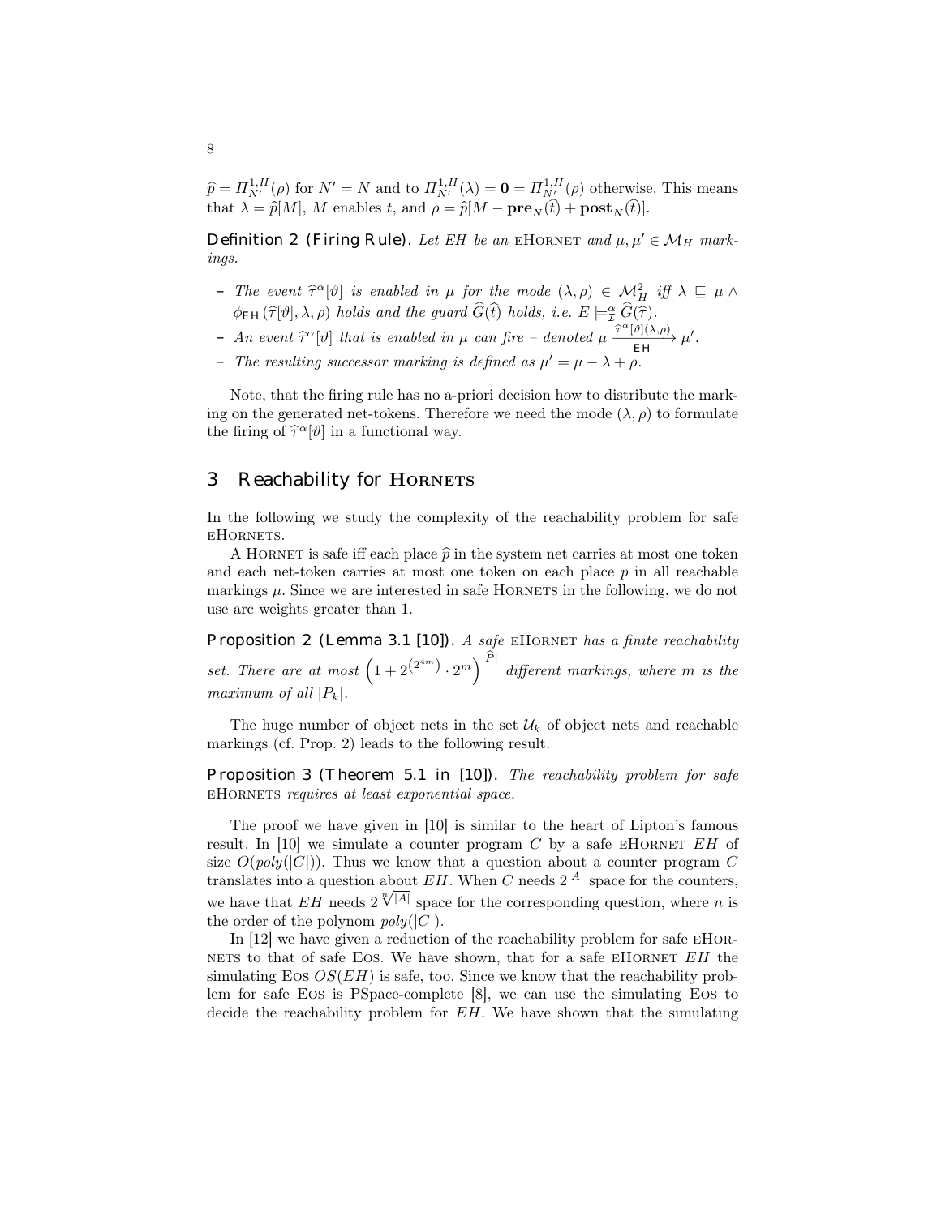$\widehat{p} = \Pi^{1,H}_{N'}(\rho)$ for $N' = N$ and to $\Pi^{1,H}_{N'}(\lambda) = \mathbf{0} = \Pi^{1,H}_{N'}(\rho)$ otherwise. This means that $\lambda = \widehat{p}[M]$, $M$ enables $t$, and $\rho = \widehat{p}[M - \mathbf{pre}_N(\widehat{t}) + \mathbf{post}_N(\widehat{t})]$.

**Definition 2 (Firing Rule).** *Let $EH$ be an* eHornet *and $\mu, \mu' \in \mathcal{M}_H$ markings.*

- *The event $\widehat{\tau}^\alpha[\vartheta]$ is enabled in $\mu$ for the mode $(\lambda, \rho) \in \mathcal{M}_H^2$ iff $\lambda \sqsubseteq \mu \wedge \phi_{\mathsf{EH}}(\widehat{\tau}[\vartheta], \lambda, \rho)$ holds and the guard $\widehat{G}(\widehat{t})$ holds, i.e. $E \models^\alpha_{\mathcal{I}} \widehat{G}(\widehat{\tau})$.*
- *An event $\widehat{\tau}^\alpha[\vartheta]$ that is enabled in $\mu$ can fire – denoted $\mu \xrightarrow[\mathsf{EH}]{\widehat{\tau}^\alpha[\vartheta](\lambda,\rho)} \mu'$.*
- *The resulting successor marking is defined as $\mu' = \mu - \lambda + \rho$.*

Note, that the firing rule has no a-priori decision how to distribute the marking on the generated net-tokens. Therefore we need the mode $(\lambda, \rho)$ to formulate the firing of $\widehat{\tau}^\alpha[\vartheta]$ in a functional way.

## 3 Reachability for Hornets

In the following we study the complexity of the reachability problem for safe eHornets.

A Hornet is safe iff each place $\widehat{p}$ in the system net carries at most one token and each net-token carries at most one token on each place $p$ in all reachable markings $\mu$. Since we are interested in safe Hornets in the following, we do not use arc weights greater than 1.

**Proposition 2 (Lemma 3.1 [10]).** *A safe* eHornet *has a finite reachability set. There are at most $\left(1 + 2^{\left(2^{4m}\right)} \cdot 2^m\right)^{|\widehat{P}|}$ different markings, where $m$ is the maximum of all $|P_k|$.*

The huge number of object nets in the set $\mathcal{U}_k$ of object nets and reachable markings (cf. Prop. 2) leads to the following result.

**Proposition 3 (Theorem 5.1 in [10]).** *The reachability problem for safe* eHornets *requires at least exponential space.*

The proof we have given in [10] is similar to the heart of Lipton's famous result. In [10] we simulate a counter program $C$ by a safe eHornet $EH$ of size $O(poly(|C|))$. Thus we know that a question about a counter program $C$ translates into a question about $EH$. When $C$ needs $2^{|A|}$ space for the counters, we have that $EH$ needs $2^{\sqrt[n]{|A|}}$ space for the corresponding question, where $n$ is the order of the polynom $poly(|C|)$.

In [12] we have given a reduction of the reachability problem for safe eHornets to that of safe Eos. We have shown, that for a safe eHornet $EH$ the simulating Eos $OS(EH)$ is safe, too. Since we know that the reachability problem for safe Eos is PSpace-complete [8], we can use the simulating Eos to decide the reachability problem for $EH$. We have shown that the simulating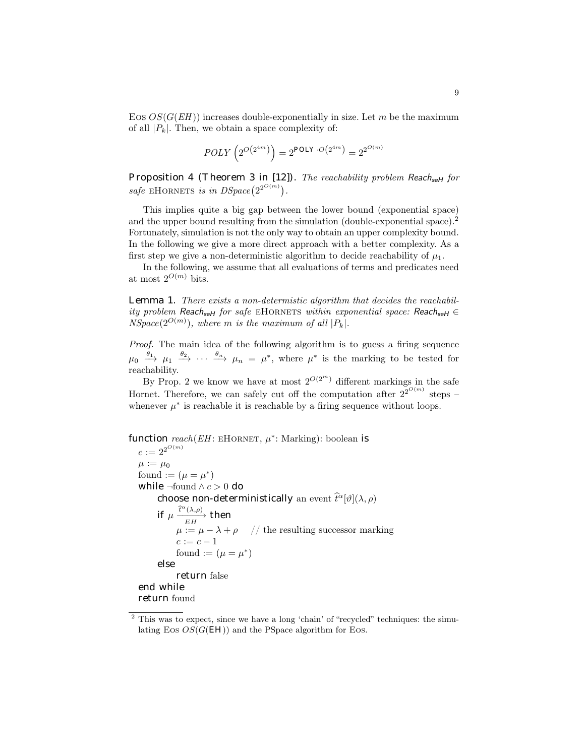EOS $OS(G(EH))$ increases double-exponentially in size. Let $m$ be the maximum of all $|P_k|$. Then, we obtain a space complexity of:

$$POLY\left(2^{O\left(2^{4m}\right)}\right) = 2^{\mathsf{POLY}\cdot O\left(2^{4m}\right)} = 2^{2^{O(m)}}$$

**Proposition 4 (Theorem 3 in [12]).** *The reachability problem $\mathit{Reach}_{seH}$ for safe* EHORNETS *is in $DSpace\left(2^{2^{O(m)}}\right)$.*

This implies quite a big gap between the lower bound (exponential space) and the upper bound resulting from the simulation (double-exponential space).[2] Fortunately, simulation is not the only way to obtain an upper complexity bound. In the following we give a more direct approach with a better complexity. As a first step we give a non-deterministic algorithm to decide reachability of $\mu_1$.

In the following, we assume that all evaluations of terms and predicates need at most $2^{O(m)}$ bits.

**Lemma 1.** *There exists a non-determistic algorithm that decides the reachability problem $\mathit{Reach}_{seH}$ for safe* EHORNETS *within exponential space: $\mathit{Reach}_{seH} \in NSpace(2^{O(m)})$, where $m$ is the maximum of all $|P_k|$.*

*Proof.* The main idea of the following algorithm is to guess a firing sequence $\mu_0 \xrightarrow{\theta_1} \mu_1 \xrightarrow{\theta_2} \cdots \xrightarrow{\theta_n} \mu_n = \mu^*$, where $\mu^*$ is the marking to be tested for reachability.

By Prop. 2 we know we have at most $2^{O(2^m)}$ different markings in the safe Hornet. Therefore, we can safely cut off the computation after $2^{2^{O(m)}}$ steps – whenever $\mu^*$ is reachable it is reachable by a firing sequence without loops.

```
function reach(EH: EHORNET, μ*: Marking): boolean is
  c := 2^{2^{O(m)}}
  μ := μ_0
  found := (μ = μ*)
  while ¬found ∧ c > 0 do
      choose non-deterministically an event t̂^α[ϑ](λ, ρ)
      if μ --t̂^α(λ,ρ)-->_EH then
          μ := μ − λ + ρ     // the resulting successor marking
          c := c − 1
          found := (μ = μ*)
      else
          return false
  end while
  return found
```

[2] This was to expect, since we have a long 'chain' of "recycled" techniques: the simulating EOS $OS(G(\mathsf{EH}))$ and the PSpace algorithm for EOS.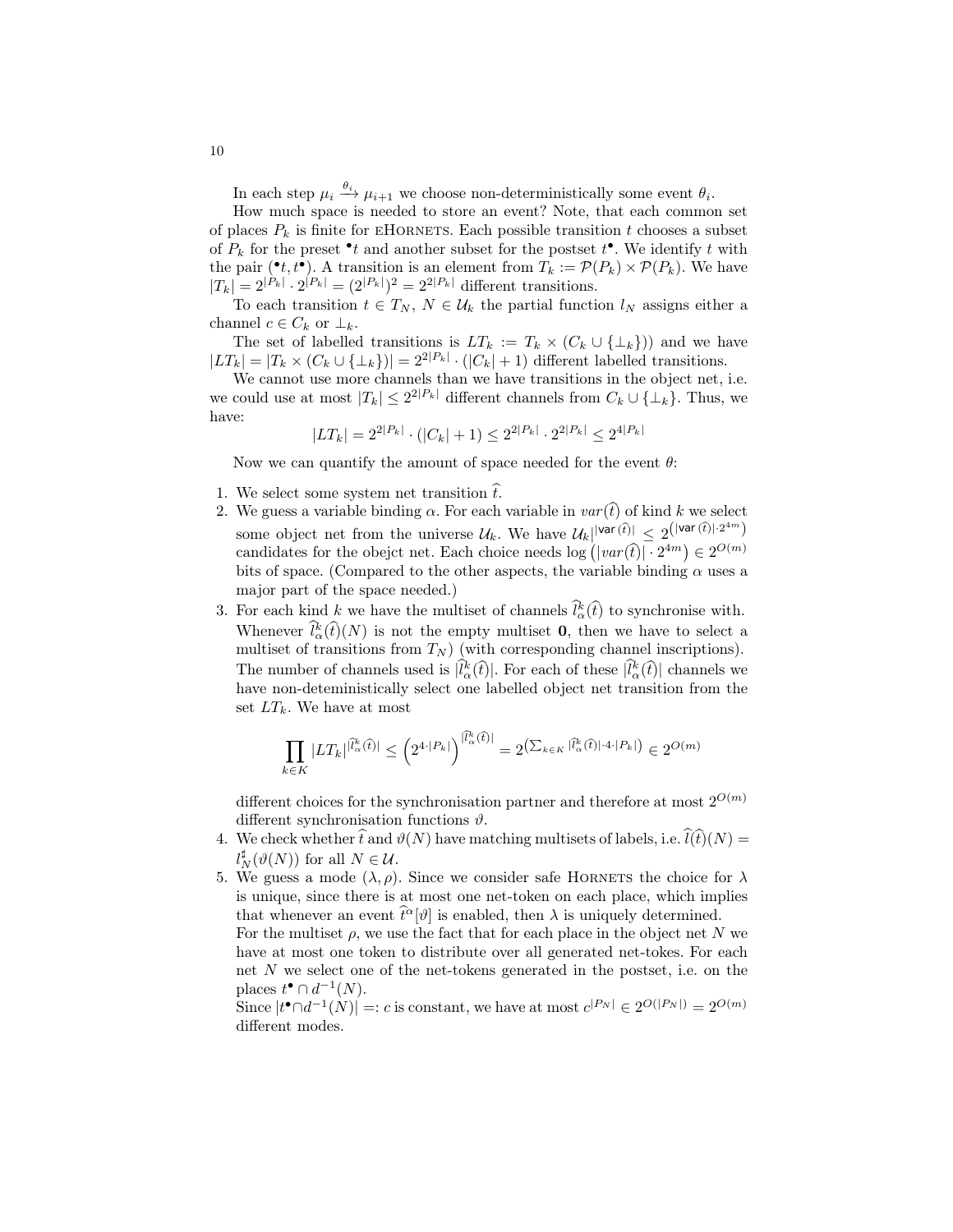In each step $\mu_i \xrightarrow{\theta_i} \mu_{i+1}$ we choose non-deterministically some event $\theta_i$.

How much space is needed to store an event? Note, that each common set of places $P_k$ is finite for eHORNETS. Each possible transition $t$ chooses a subset of $P_k$ for the preset ${}^\bullet t$ and another subset for the postset $t^\bullet$. We identify $t$ with the pair $({}^\bullet t, t^\bullet)$. A transition is an element from $T_k := \mathcal{P}(P_k) \times \mathcal{P}(P_k)$. We have $|T_k| = 2^{|P_k|} \cdot 2^{|P_k|} = (2^{|P_k|})^2 = 2^{2|P_k|}$ different transitions.

To each transition $t \in T_N$, $N \in \mathcal{U}_k$ the partial function $l_N$ assigns either a channel $c \in C_k$ or $\perp_k$.

The set of labelled transitions is $LT_k := T_k \times (C_k \cup \{\perp_k\}))$ and we have $|LT_k| = |T_k \times (C_k \cup \{\perp_k\})| = 2^{2|P_k|} \cdot (|C_k| + 1)$ different labelled transitions.

We cannot use more channels than we have transitions in the object net, i.e. we could use at most $|T_k| \leq 2^{2|P_k|}$ different channels from $C_k \cup \{\perp_k\}$. Thus, we have:

$$|LT_k| = 2^{2|P_k|} \cdot (|C_k| + 1) \leq 2^{2|P_k|} \cdot 2^{2|P_k|} \leq 2^{4|P_k|}$$

Now we can quantify the amount of space needed for the event $\theta$:

1. We select some system net transition $\widehat{t}$.
2. We guess a variable binding $\alpha$. For each variable in $var(\widehat{t})$ of kind $k$ we select some object net from the universe $\mathcal{U}_k$. We have $\mathcal{U}_k|^{|\mathsf{var}(\widehat{t})|} \leq 2^{\left(|\mathsf{var}(\widehat{t})| \cdot 2^{4m}\right)}$ candidates for the obejct net. Each choice needs $\log\left(|var(\widehat{t})| \cdot 2^{4m}\right) \in 2^{O(m)}$ bits of space. (Compared to the other aspects, the variable binding $\alpha$ uses a major part of the space needed.)
3. For each kind $k$ we have the multiset of channels $\widehat{l}^k_\alpha(\widehat{t})$ to synchronise with. Whenever $\widehat{l}^k_\alpha(\widehat{t})(N)$ is not the empty multiset $\mathbf{0}$, then we have to select a multiset of transitions from $T_N$) (with corresponding channel inscriptions). The number of channels used is $|\widehat{l}^k_\alpha(\widehat{t})|$. For each of these $|\widehat{l}^k_\alpha(\widehat{t})|$ channels we have non-deteministically select one labelled object net transition from the set $LT_k$. We have at most

$$\prod_{k \in K} |LT_k|^{|\widehat{l}^k_\alpha(\widehat{t})|} \leq \left(2^{4 \cdot |P_k|}\right)^{|\widehat{l}^k_\alpha(\widehat{t})|} = 2^{\left(\sum_{k \in K} |\widehat{l}^k_\alpha(\widehat{t})| \cdot 4 \cdot |P_k|\right)} \in 2^{O(m)}$$

   different choices for the synchronisation partner and therefore at most $2^{O(m)}$ different synchronisation functions $\vartheta$.
4. We check whether $\widehat{t}$ and $\vartheta(N)$ have matching multisets of labels, i.e. $\widehat{l}(\widehat{t})(N) = l^\sharp_N(\vartheta(N))$ for all $N \in \mathcal{U}$.
5. We guess a mode $(\lambda, \rho)$. Since we consider safe HORNETS the choice for $\lambda$ is unique, since there is at most one net-token on each place, which implies that whenever an event $\widehat{t}^\alpha[\vartheta]$ is enabled, then $\lambda$ is uniquely determined.
   For the multiset $\rho$, we use the fact that for each place in the object net $N$ we have at most one token to distribute over all generated net-tokes. For each net $N$ we select one of the net-tokens generated in the postset, i.e. on the places $t^\bullet \cap d^{-1}(N)$.
   Since $|t^\bullet \cap d^{-1}(N)| =: c$ is constant, we have at most $c^{|P_N|} \in 2^{O(|P_N|)} = 2^{O(m)}$ different modes.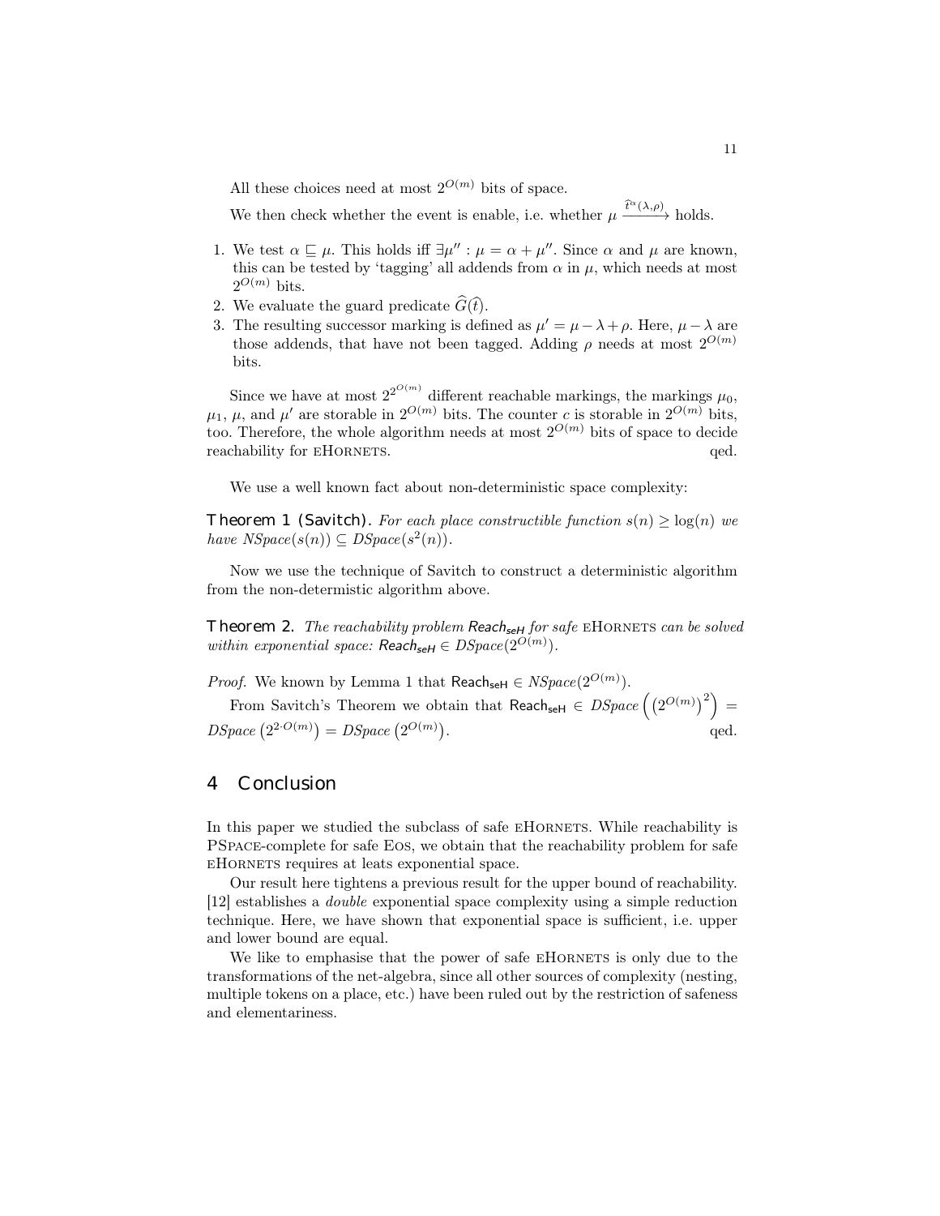All these choices need at most $2^{O(m)}$ bits of space.

We then check whether the event is enable, i.e. whether $\mu \xrightarrow{\widehat{t}^{\alpha}(\lambda,\rho)}$ holds.

1. We test $\alpha \sqsubseteq \mu$. This holds iff $\exists \mu'' : \mu = \alpha + \mu''$. Since $\alpha$ and $\mu$ are known, this can be tested by 'tagging' all addends from $\alpha$ in $\mu$, which needs at most $2^{O(m)}$ bits.
2. We evaluate the guard predicate $\widehat{G}(\widehat{t})$.
3. The resulting successor marking is defined as $\mu' = \mu - \lambda + \rho$. Here, $\mu - \lambda$ are those addends, that have not been tagged. Adding $\rho$ needs at most $2^{O(m)}$ bits.

Since we have at most $2^{2^{O(m)}}$ different reachable markings, the markings $\mu_0$, $\mu_1$, $\mu$, and $\mu'$ are storable in $2^{O(m)}$ bits. The counter $c$ is storable in $2^{O(m)}$ bits, too. Therefore, the whole algorithm needs at most $2^{O(m)}$ bits of space to decide reachability for eHornets. qed.

We use a well known fact about non-deterministic space complexity:

**Theorem 1 (Savitch).** *For each place constructible function $s(n) \geq \log(n)$ we have $NSpace(s(n)) \subseteq DSpace(s^2(n))$.*

Now we use the technique of Savitch to construct a deterministic algorithm from the non-determistic algorithm above.

**Theorem 2.** *The reachability problem $\mathsf{Reach_{seH}}$ for safe* eHornets *can be solved within exponential space: $\mathsf{Reach_{seH}} \in DSpace(2^{O(m)})$.*

*Proof.* We known by Lemma 1 that $\mathsf{Reach_{seH}} \in NSpace(2^{O(m)})$.

From Savitch's Theorem we obtain that $\mathsf{Reach_{seH}} \in DSpace\left(\left(2^{O(m)}\right)^2\right) = DSpace\left(2^{2 \cdot O(m)}\right) = DSpace\left(2^{O(m)}\right)$. qed.

## 4 Conclusion

In this paper we studied the subclass of safe eHornets. While reachability is PSpace-complete for safe Eos, we obtain that the reachability problem for safe eHornets requires at leats exponential space.

Our result here tightens a previous result for the upper bound of reachability. [12] establishes a *double* exponential space complexity using a simple reduction technique. Here, we have shown that exponential space is sufficient, i.e. upper and lower bound are equal.

We like to emphasise that the power of safe eHornets is only due to the transformations of the net-algebra, since all other sources of complexity (nesting, multiple tokens on a place, etc.) have been ruled out by the restriction of safeness and elementariness.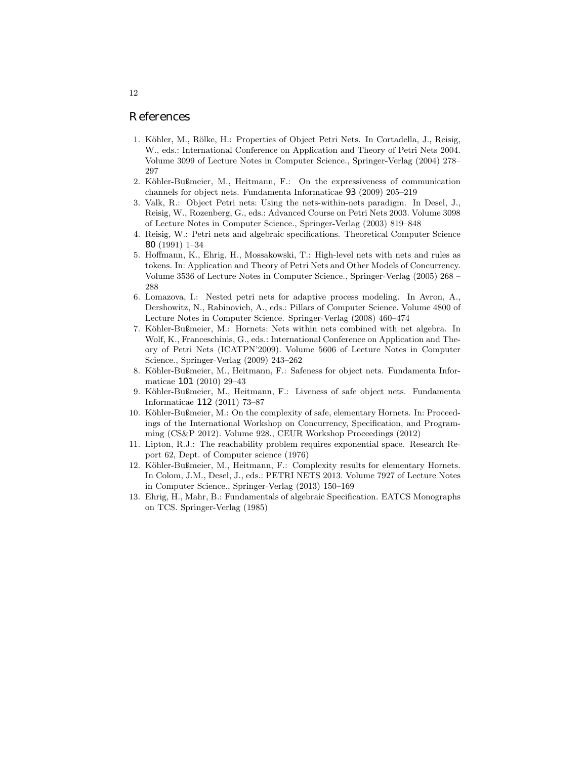# References

1. Köhler, M., Rölke, H.: Properties of Object Petri Nets. In Cortadella, J., Reisig, W., eds.: International Conference on Application and Theory of Petri Nets 2004. Volume 3099 of Lecture Notes in Computer Science., Springer-Verlag (2004) 278–297
2. Köhler-Bußmeier, M., Heitmann, F.: On the expressiveness of communication channels for object nets. Fundamenta Informaticae **93** (2009) 205–219
3. Valk, R.: Object Petri nets: Using the nets-within-nets paradigm. In Desel, J., Reisig, W., Rozenberg, G., eds.: Advanced Course on Petri Nets 2003. Volume 3098 of Lecture Notes in Computer Science., Springer-Verlag (2003) 819–848
4. Reisig, W.: Petri nets and algebraic specifications. Theoretical Computer Science **80** (1991) 1–34
5. Hoffmann, K., Ehrig, H., Mossakowski, T.: High-level nets with nets and rules as tokens. In: Application and Theory of Petri Nets and Other Models of Concurrency. Volume 3536 of Lecture Notes in Computer Science., Springer-Verlag (2005) 268 – 288
6. Lomazova, I.: Nested petri nets for adaptive process modeling. In Avron, A., Dershowitz, N., Rabinovich, A., eds.: Pillars of Computer Science. Volume 4800 of Lecture Notes in Computer Science. Springer-Verlag (2008) 460–474
7. Köhler-Bußmeier, M.: Hornets: Nets within nets combined with net algebra. In Wolf, K., Franceschinis, G., eds.: International Conference on Application and Theory of Petri Nets (ICATPN'2009). Volume 5606 of Lecture Notes in Computer Science., Springer-Verlag (2009) 243–262
8. Köhler-Bußmeier, M., Heitmann, F.: Safeness for object nets. Fundamenta Informaticae **101** (2010) 29–43
9. Köhler-Bußmeier, M., Heitmann, F.: Liveness of safe object nets. Fundamenta Informaticae **112** (2011) 73–87
10. Köhler-Bußmeier, M.: On the complexity of safe, elementary Hornets. In: Proceedings of the International Workshop on Concurrency, Specification, and Programming (CS&P 2012). Volume 928., CEUR Workshop Proceedings (2012)
11. Lipton, R.J.: The reachability problem requires exponential space. Research Report 62, Dept. of Computer science (1976)
12. Köhler-Bußmeier, M., Heitmann, F.: Complexity results for elementary Hornets. In Colom, J.M., Desel, J., eds.: PETRI NETS 2013. Volume 7927 of Lecture Notes in Computer Science., Springer-Verlag (2013) 150–169
13. Ehrig, H., Mahr, B.: Fundamentals of algebraic Specification. EATCS Monographs on TCS. Springer-Verlag (1985)